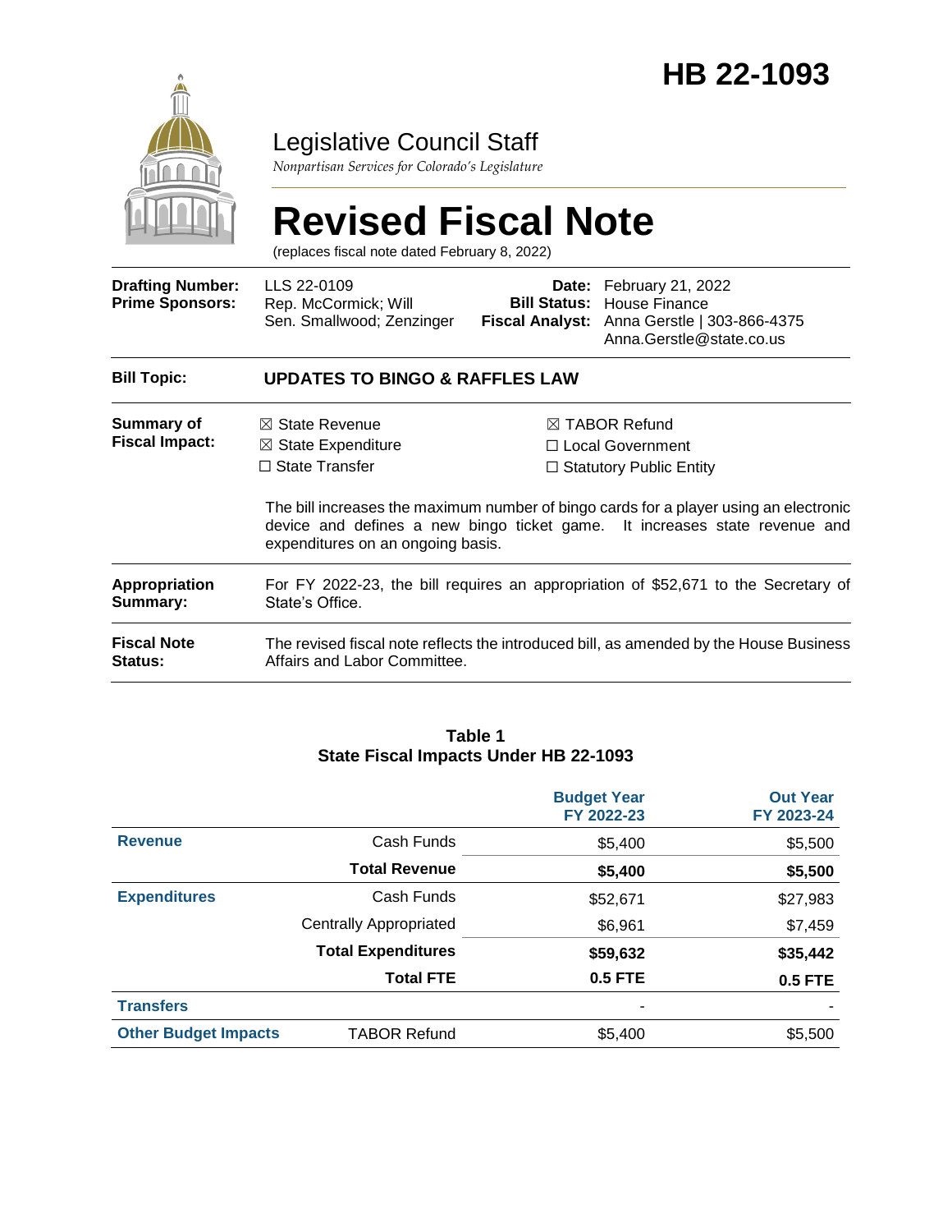# HB 22-1093

## Legislative Council Staff

*Nonpartisan Services for Colorado's Legislature*

# Revised Fiscal Note

(replaces fiscal note dated February 8, 2022)

| | | | |
|---|---|---|---|
| **Drafting Number:** | LLS 22-0109 | **Date:** | February 21, 2022 |
| **Prime Sponsors:** | Rep. McCormick; Will<br>Sen. Smallwood; Zenzinger | **Bill Status:** | House Finance |
| | | **Fiscal Analyst:** | Anna Gerstle \| 303-866-4375<br>Anna.Gerstle@state.co.us |

| | |
|---|---|
| **Bill Topic:** | **UPDATES TO BINGO & RAFFLES LAW** |
| **Summary of Fiscal Impact:** | ☒ State Revenue ☒ State Expenditure ☐ State Transfer ☒ TABOR Refund ☐ Local Government ☐ Statutory Public Entity<br><br>The bill increases the maximum number of bingo cards for a player using an electronic device and defines a new bingo ticket game. It increases state revenue and expenditures on an ongoing basis. |
| **Appropriation Summary:** | For FY 2022-23, the bill requires an appropriation of $52,671 to the Secretary of State's Office. |
| **Fiscal Note Status:** | The revised fiscal note reflects the introduced bill, as amended by the House Business Affairs and Labor Committee. |

**Table 1**
**State Fiscal Impacts Under HB 22-1093**

| | | Budget Year FY 2022-23 | Out Year FY 2023-24 |
|---|---|---|---|
| **Revenue** | Cash Funds | $5,400 | $5,500 |
| | **Total Revenue** | **$5,400** | **$5,500** |
| **Expenditures** | Cash Funds | $52,671 | $27,983 |
| | Centrally Appropriated | $6,961 | $7,459 |
| | **Total Expenditures** | **$59,632** | **$35,442** |
| | **Total FTE** | **0.5 FTE** | **0.5 FTE** |
| **Transfers** | | - | - |
| **Other Budget Impacts** | TABOR Refund | $5,400 | $5,500 |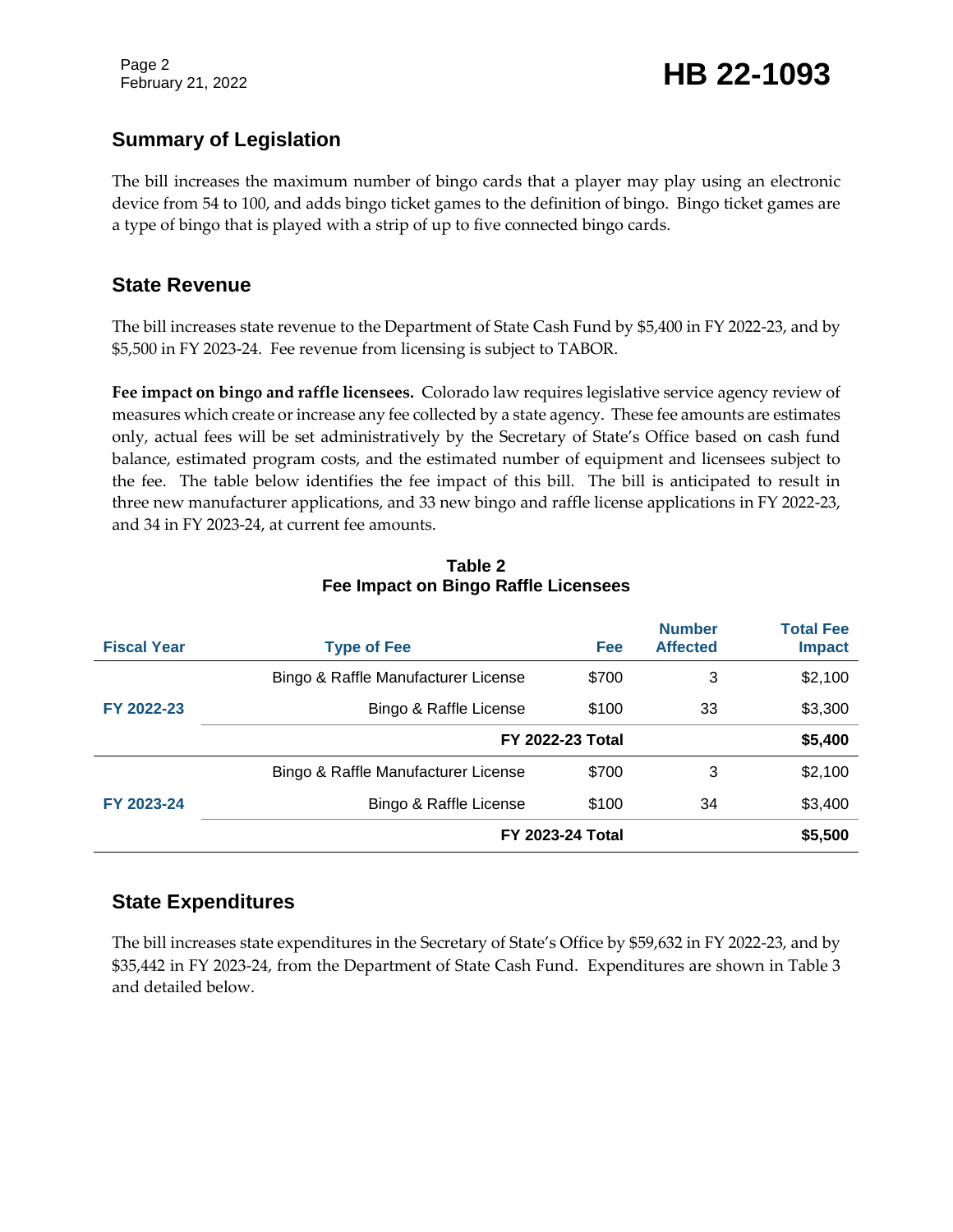## Summary of Legislation

The bill increases the maximum number of bingo cards that a player may play using an electronic device from 54 to 100, and adds bingo ticket games to the definition of bingo. Bingo ticket games are a type of bingo that is played with a strip of up to five connected bingo cards.

## State Revenue

The bill increases state revenue to the Department of State Cash Fund by $5,400 in FY 2022-23, and by $5,500 in FY 2023-24. Fee revenue from licensing is subject to TABOR.

**Fee impact on bingo and raffle licensees.** Colorado law requires legislative service agency review of measures which create or increase any fee collected by a state agency. These fee amounts are estimates only, actual fees will be set administratively by the Secretary of State's Office based on cash fund balance, estimated program costs, and the estimated number of equipment and licensees subject to the fee. The table below identifies the fee impact of this bill. The bill is anticipated to result in three new manufacturer applications, and 33 new bingo and raffle license applications in FY 2022-23, and 34 in FY 2023-24, at current fee amounts.

**Table 2**
**Fee Impact on Bingo Raffle Licensees**

| Fiscal Year | Type of Fee | Fee | Number Affected | Total Fee Impact |
|---|---|---|---|---|
| FY 2022-23 | Bingo & Raffle Manufacturer License | $700 | 3 | $2,100 |
| | Bingo & Raffle License | $100 | 33 | $3,300 |
| | **FY 2022-23 Total** | | | **$5,400** |
| FY 2023-24 | Bingo & Raffle Manufacturer License | $700 | 3 | $2,100 |
| | Bingo & Raffle License | $100 | 34 | $3,400 |
| | **FY 2023-24 Total** | | | **$5,500** |

## State Expenditures

The bill increases state expenditures in the Secretary of State's Office by $59,632 in FY 2022-23, and by $35,442 in FY 2023-24, from the Department of State Cash Fund. Expenditures are shown in Table 3 and detailed below.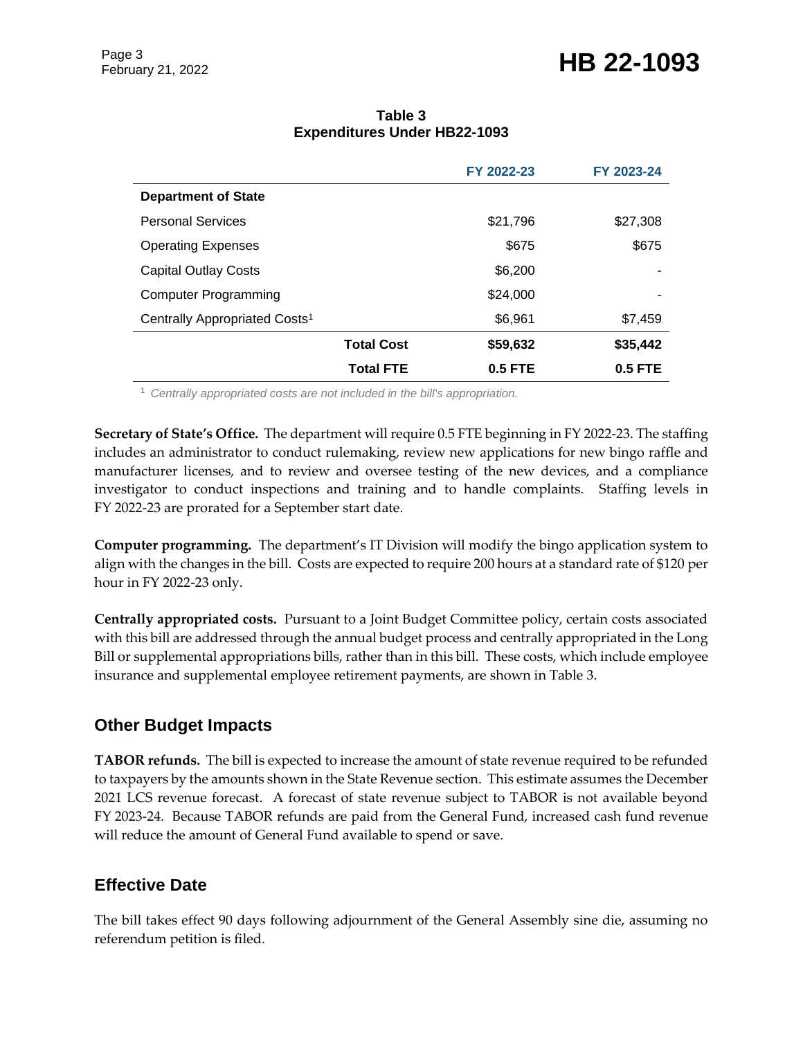**Table 3**
**Expenditures Under HB22-1093**

| | | FY 2022-23 | FY 2023-24 |
|---|---|---|---|
| **Department of State** | | | |
| Personal Services | | $21,796 | $27,308 |
| Operating Expenses | | $675 | $675 |
| Capital Outlay Costs | | $6,200 | - |
| Computer Programming | | $24,000 | - |
| Centrally Appropriated Costs[1] | | $6,961 | $7,459 |
| | **Total Cost** | **$59,632** | **$35,442** |
| | **Total FTE** | **0.5 FTE** | **0.5 FTE** |

[1] *Centrally appropriated costs are not included in the bill's appropriation.*

**Secretary of State's Office.** The department will require 0.5 FTE beginning in FY 2022-23. The staffing includes an administrator to conduct rulemaking, review new applications for new bingo raffle and manufacturer licenses, and to review and oversee testing of the new devices, and a compliance investigator to conduct inspections and training and to handle complaints. Staffing levels in FY 2022-23 are prorated for a September start date.

**Computer programming.** The department's IT Division will modify the bingo application system to align with the changes in the bill. Costs are expected to require 200 hours at a standard rate of $120 per hour in FY 2022-23 only.

**Centrally appropriated costs.** Pursuant to a Joint Budget Committee policy, certain costs associated with this bill are addressed through the annual budget process and centrally appropriated in the Long Bill or supplemental appropriations bills, rather than in this bill. These costs, which include employee insurance and supplemental employee retirement payments, are shown in Table 3.

## Other Budget Impacts

**TABOR refunds.** The bill is expected to increase the amount of state revenue required to be refunded to taxpayers by the amounts shown in the State Revenue section. This estimate assumes the December 2021 LCS revenue forecast. A forecast of state revenue subject to TABOR is not available beyond FY 2023-24. Because TABOR refunds are paid from the General Fund, increased cash fund revenue will reduce the amount of General Fund available to spend or save.

## Effective Date

The bill takes effect 90 days following adjournment of the General Assembly sine die, assuming no referendum petition is filed.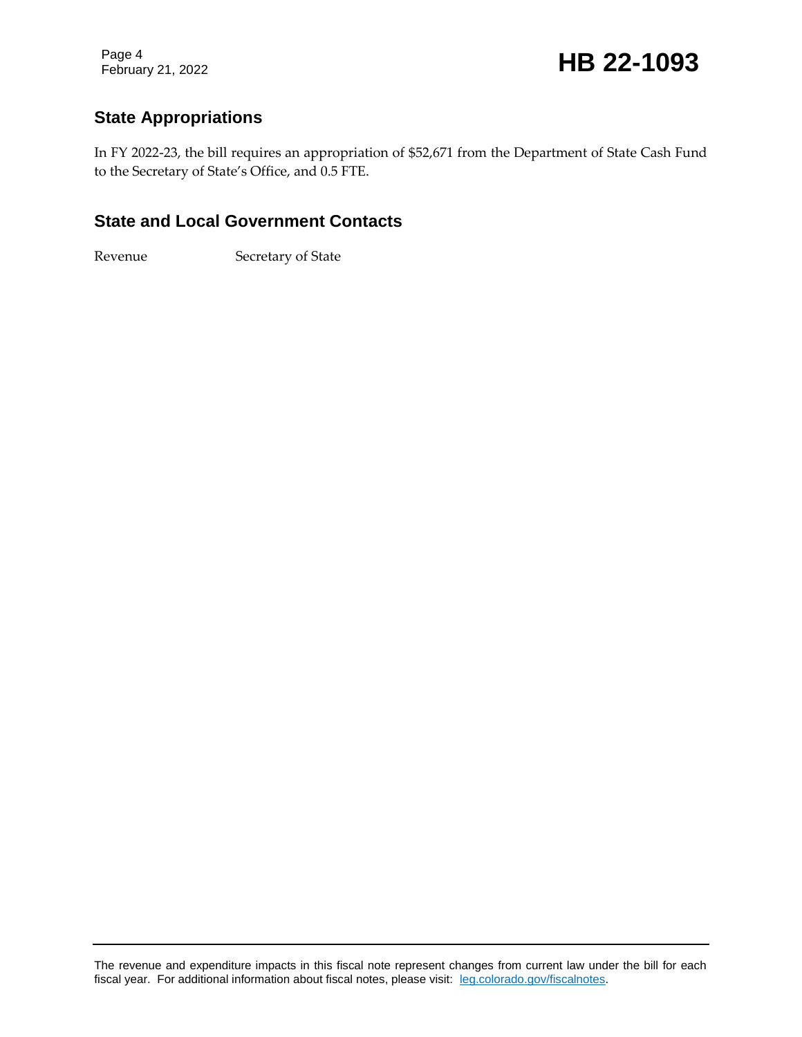## State Appropriations

In FY 2022-23, the bill requires an appropriation of $52,671 from the Department of State Cash Fund to the Secretary of State's Office, and 0.5 FTE.

## State and Local Government Contacts

| | |
|---|---|
| Revenue | Secretary of State |

The revenue and expenditure impacts in this fiscal note represent changes from current law under the bill for each fiscal year. For additional information about fiscal notes, please visit: leg.colorado.gov/fiscalnotes.